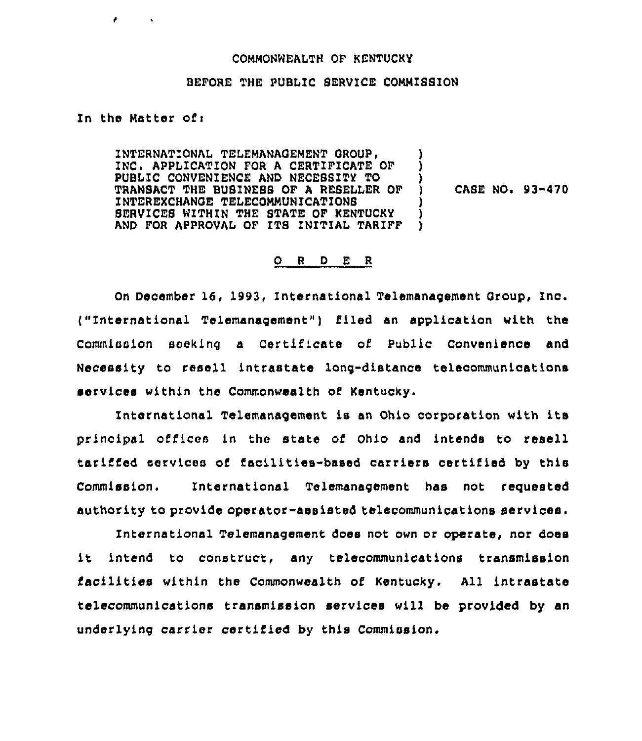COMMONWEALTH OF KENTUCKY

BEFORE THE PUBLIC SERVICE COMMISSION

In the Matter of:

| | | |
|---|---|---|
| INTERNATIONAL TELEMANAGEMENT GROUP, INC. APPLICATION FOR A CERTIFICATE OF PUBLIC CONVENIENCE AND NECESSITY TO TRANSACT THE BUSINESS OF A RESELLER OF INTEREXCHANGE TELECOMMUNICATIONS SERVICES WITHIN THE STATE OF KENTUCKY AND FOR APPROVAL OF ITS INITIAL TARIFF | ) | CASE NO. 93-470 |

## ORDER

On December 16, 1993, International Telemanagement Group, Inc. ("International Telemanagement") filed an application with the Commission seeking a Certificate of Public Convenience and Necessity to resell intrastate long-distance telecommunications services within the Commonwealth of Kentucky.

International Telemanagement is an Ohio corporation with its principal offices in the state of Ohio and intends to resell tariffed services of facilities-based carriers certified by this Commission. International Telemanagement has not requested authority to provide operator-assisted telecommunications services.

International Telemanagement does not own or operate, nor does it intend to construct, any telecommunications transmission facilities within the Commonwealth of Kentucky. All intrastate telecommunications transmission services will be provided by an underlying carrier certified by this Commission.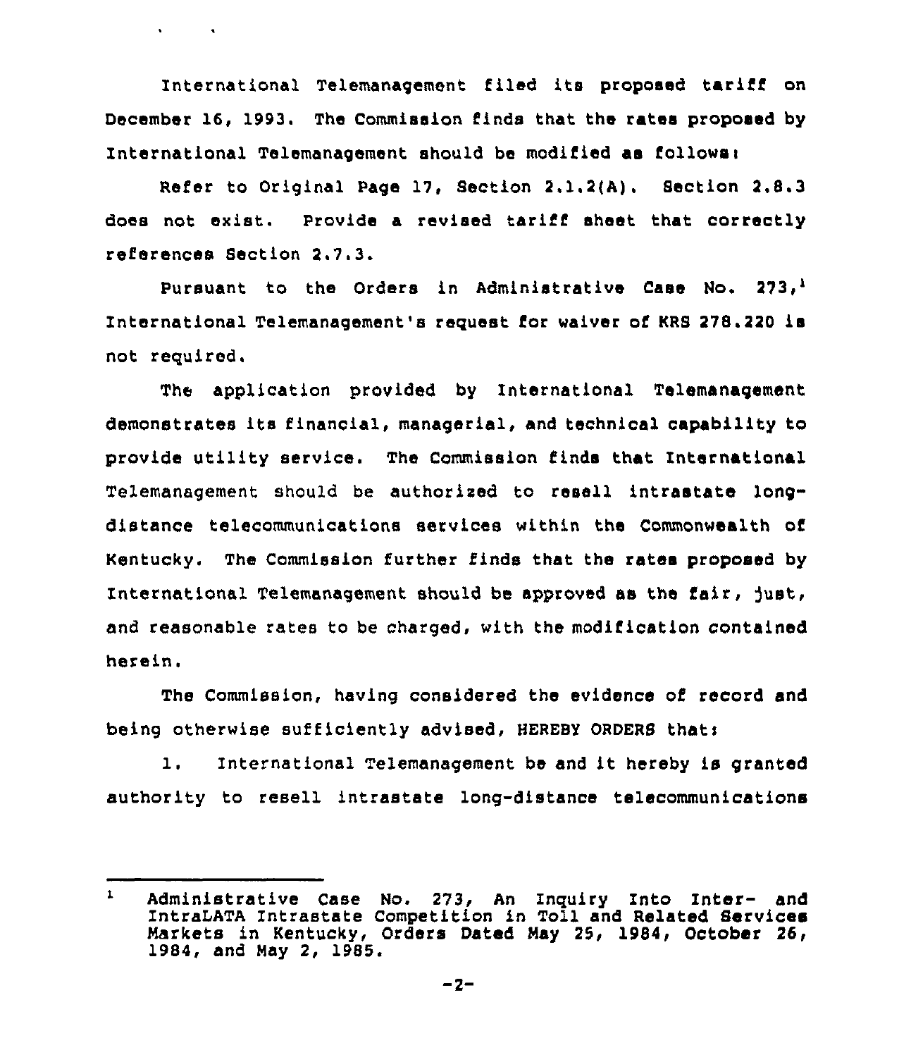International Telemanagement filed its proposed tariff on December 16, 1993. The Commission finds that the rates proposed by International Telemanagement should be modified as follows:

Refer to Original Page 17, Section 2.1.2(A). Section 2.8.3 does not exist. Provide a revised tariff sheet that correctly references Section 2.7.3.

Pursuant to the Orders in Administrative Case No. 273,[1] International Telemanagement's request for waiver of KRS 278.220 is not required.

The application provided by International Telemanagement demonstrates its financial, managerial, and technical capability to provide utility service. The Commission finds that International Telemanagement should be authorized to resell intrastate long-distance telecommunications services within the Commonwealth of Kentucky. The Commission further finds that the rates proposed by International Telemanagement should be approved as the fair, just, and reasonable rates to be charged, with the modification contained herein.

The Commission, having considered the evidence of record and being otherwise sufficiently advised, HEREBY ORDERS that:

1. International Telemanagement be and it hereby is granted authority to resell intrastate long-distance telecommunications

---

[1] Administrative Case No. 273, An Inquiry Into Inter- and IntraLATA Intrastate Competition in Toll and Related Services Markets in Kentucky, Orders Dated May 25, 1984, October 26, 1984, and May 2, 1985.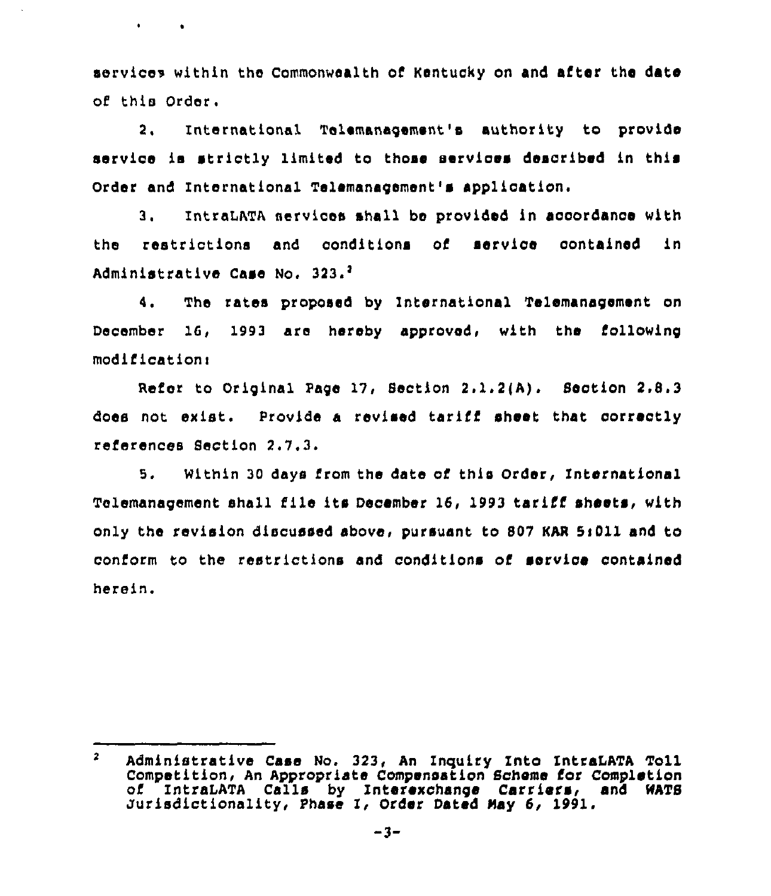services within the Commonwealth of Kentucky on and after the date of this Order.

2. International Telemanagement's authority to provide service is strictly limited to those services described in this Order and International Telemanagement's application.

3. IntraLATA services shall be provided in accordance with the restrictions and conditions of service contained in Administrative Case No. 323.[2]

4. The rates proposed by International Telemanagement on December 16, 1993 are hereby approved, with the following modification:

Refer to Original Page 17, Section 2.1.2(A). Section 2.8.3 does not exist. Provide a revised tariff sheet that correctly references Section 2.7.3.

5. Within 30 days from the date of this Order, International Telemanagement shall file its December 16, 1993 tariff sheets, with only the revision discussed above, pursuant to 807 KAR 5:011 and to conform to the restrictions and conditions of service contained herein.

---

[2] Administrative Case No. 323, An Inquiry Into IntraLATA Toll Competition, An Appropriate Compensation Scheme for Completion of IntraLATA Calls by Interexchange Carriers, and WATS Jurisdictionality, Phase I, Order Dated May 6, 1991.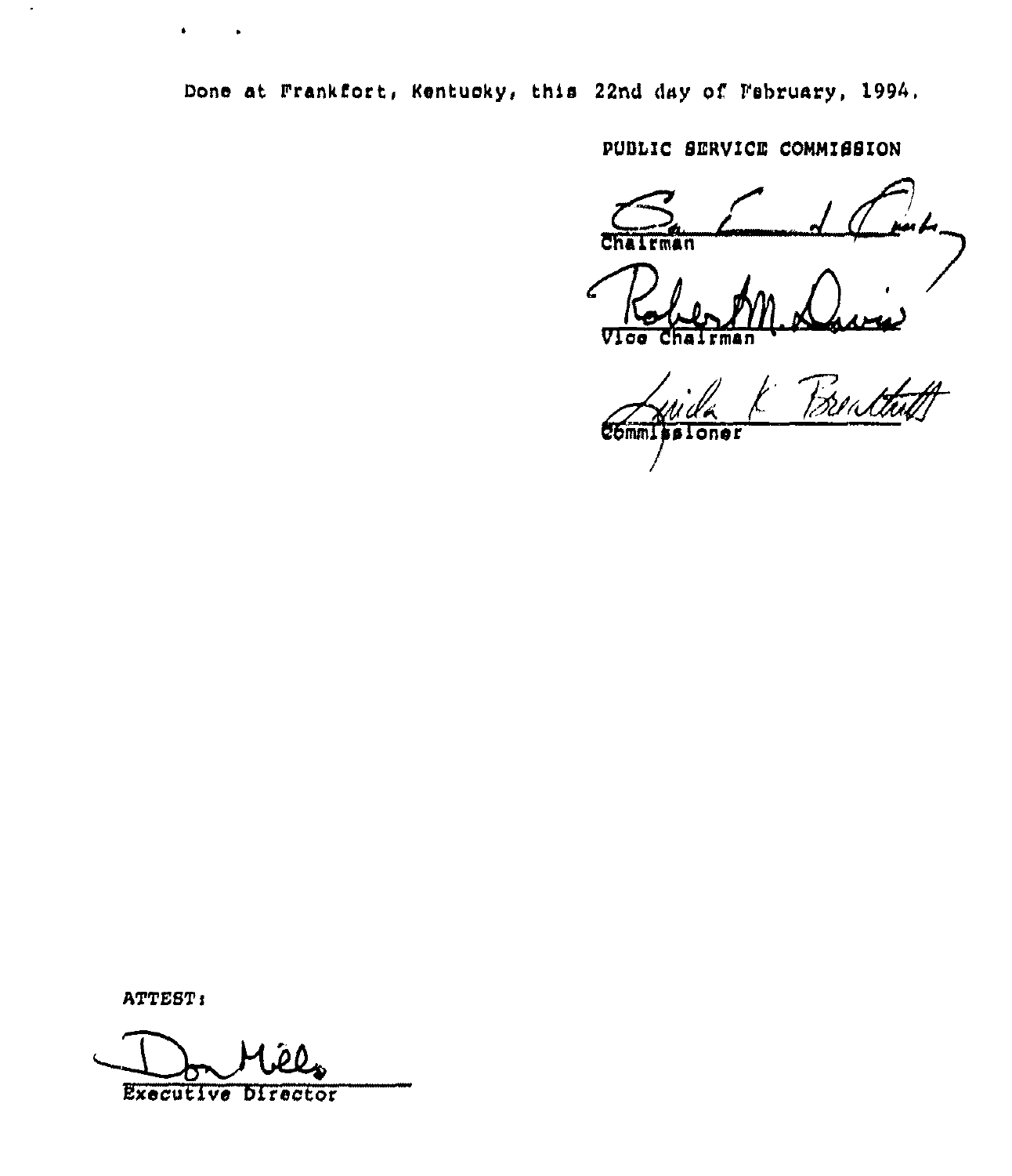Done at Frankfort, Kentucky, this 22nd day of February, 1994.

PUBLIC SERVICE COMMISSION

Chairman

Vice Chairman

Commissioner

ATTEST:

Executive Director